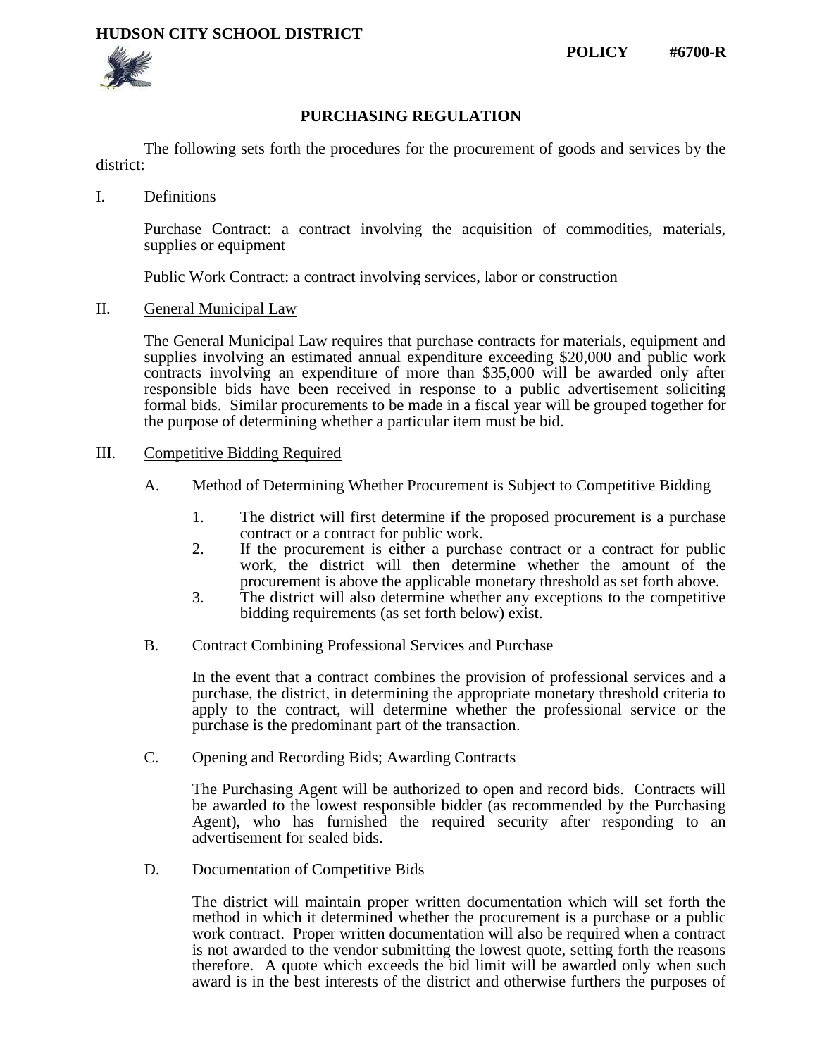**HUDSON CITY SCHOOL DISTRICT**

**POLICY #6700-R**

# PURCHASING REGULATION

The following sets forth the procedures for the procurement of goods and services by the district:

I. Definitions

Purchase Contract: a contract involving the acquisition of commodities, materials, supplies or equipment

Public Work Contract: a contract involving services, labor or construction

II. General Municipal Law

The General Municipal Law requires that purchase contracts for materials, equipment and supplies involving an estimated annual expenditure exceeding $20,000 and public work contracts involving an expenditure of more than $35,000 will be awarded only after responsible bids have been received in response to a public advertisement soliciting formal bids. Similar procurements to be made in a fiscal year will be grouped together for the purpose of determining whether a particular item must be bid.

III. Competitive Bidding Required

A. Method of Determining Whether Procurement is Subject to Competitive Bidding

1. The district will first determine if the proposed procurement is a purchase contract or a contract for public work.
2. If the procurement is either a purchase contract or a contract for public work, the district will then determine whether the amount of the procurement is above the applicable monetary threshold as set forth above.
3. The district will also determine whether any exceptions to the competitive bidding requirements (as set forth below) exist.

B. Contract Combining Professional Services and Purchase

In the event that a contract combines the provision of professional services and a purchase, the district, in determining the appropriate monetary threshold criteria to apply to the contract, will determine whether the professional service or the purchase is the predominant part of the transaction.

C. Opening and Recording Bids; Awarding Contracts

The Purchasing Agent will be authorized to open and record bids. Contracts will be awarded to the lowest responsible bidder (as recommended by the Purchasing Agent), who has furnished the required security after responding to an advertisement for sealed bids.

D. Documentation of Competitive Bids

The district will maintain proper written documentation which will set forth the method in which it determined whether the procurement is a purchase or a public work contract. Proper written documentation will also be required when a contract is not awarded to the vendor submitting the lowest quote, setting forth the reasons therefore. A quote which exceeds the bid limit will be awarded only when such award is in the best interests of the district and otherwise furthers the purposes of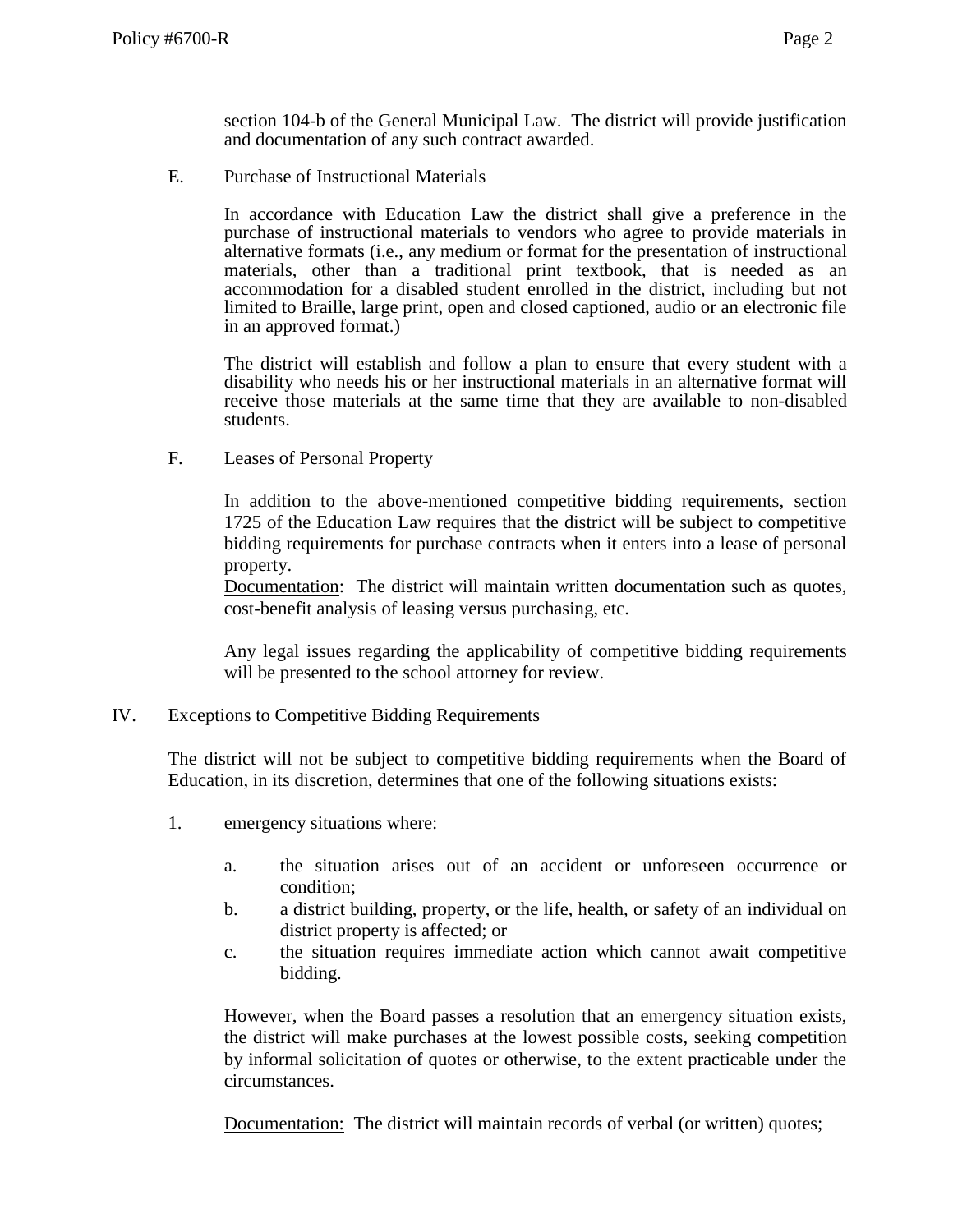section 104-b of the General Municipal Law. The district will provide justification and documentation of any such contract awarded.

E. Purchase of Instructional Materials

In accordance with Education Law the district shall give a preference in the purchase of instructional materials to vendors who agree to provide materials in alternative formats (i.e., any medium or format for the presentation of instructional materials, other than a traditional print textbook, that is needed as an accommodation for a disabled student enrolled in the district, including but not limited to Braille, large print, open and closed captioned, audio or an electronic file in an approved format.)

The district will establish and follow a plan to ensure that every student with a disability who needs his or her instructional materials in an alternative format will receive those materials at the same time that they are available to non-disabled students.

F. Leases of Personal Property

In addition to the above-mentioned competitive bidding requirements, section 1725 of the Education Law requires that the district will be subject to competitive bidding requirements for purchase contracts when it enters into a lease of personal property.

Documentation: The district will maintain written documentation such as quotes, cost-benefit analysis of leasing versus purchasing, etc.

Any legal issues regarding the applicability of competitive bidding requirements will be presented to the school attorney for review.

## IV. Exceptions to Competitive Bidding Requirements

The district will not be subject to competitive bidding requirements when the Board of Education, in its discretion, determines that one of the following situations exists:

1. emergency situations where:

   a. the situation arises out of an accident or unforeseen occurrence or condition;

   b. a district building, property, or the life, health, or safety of an individual on district property is affected; or

   c. the situation requires immediate action which cannot await competitive bidding.

   However, when the Board passes a resolution that an emergency situation exists, the district will make purchases at the lowest possible costs, seeking competition by informal solicitation of quotes or otherwise, to the extent practicable under the circumstances.

   Documentation: The district will maintain records of verbal (or written) quotes;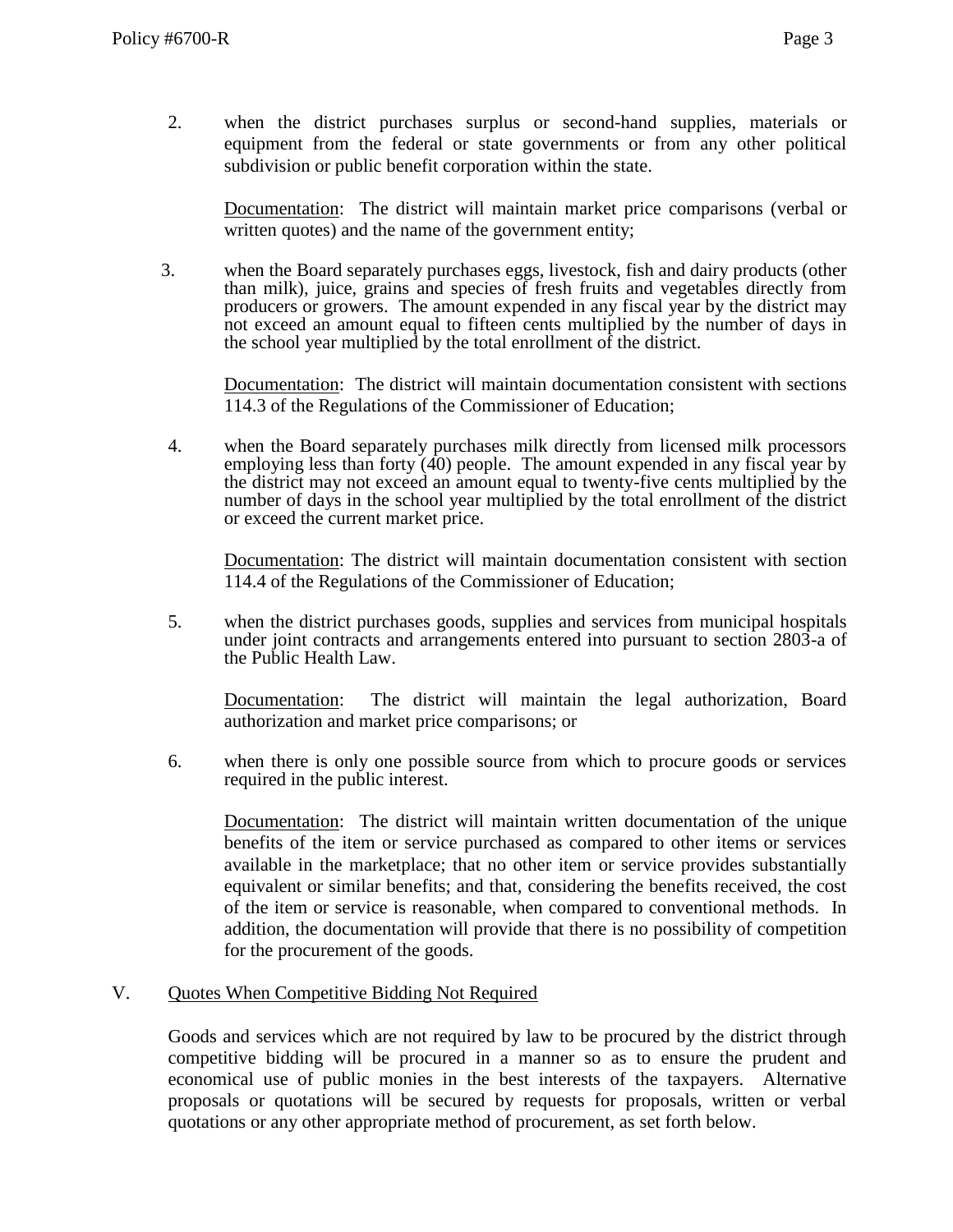2. when the district purchases surplus or second-hand supplies, materials or equipment from the federal or state governments or from any other political subdivision or public benefit corporation within the state.

   Documentation: The district will maintain market price comparisons (verbal or written quotes) and the name of the government entity;

3. when the Board separately purchases eggs, livestock, fish and dairy products (other than milk), juice, grains and species of fresh fruits and vegetables directly from producers or growers. The amount expended in any fiscal year by the district may not exceed an amount equal to fifteen cents multiplied by the number of days in the school year multiplied by the total enrollment of the district.

   Documentation: The district will maintain documentation consistent with sections 114.3 of the Regulations of the Commissioner of Education;

4. when the Board separately purchases milk directly from licensed milk processors employing less than forty (40) people. The amount expended in any fiscal year by the district may not exceed an amount equal to twenty-five cents multiplied by the number of days in the school year multiplied by the total enrollment of the district or exceed the current market price.

   Documentation: The district will maintain documentation consistent with section 114.4 of the Regulations of the Commissioner of Education;

5. when the district purchases goods, supplies and services from municipal hospitals under joint contracts and arrangements entered into pursuant to section 2803-a of the Public Health Law.

   Documentation: The district will maintain the legal authorization, Board authorization and market price comparisons; or

6. when there is only one possible source from which to procure goods or services required in the public interest.

   Documentation: The district will maintain written documentation of the unique benefits of the item or service purchased as compared to other items or services available in the marketplace; that no other item or service provides substantially equivalent or similar benefits; and that, considering the benefits received, the cost of the item or service is reasonable, when compared to conventional methods. In addition, the documentation will provide that there is no possibility of competition for the procurement of the goods.

## V. Quotes When Competitive Bidding Not Required

Goods and services which are not required by law to be procured by the district through competitive bidding will be procured in a manner so as to ensure the prudent and economical use of public monies in the best interests of the taxpayers. Alternative proposals or quotations will be secured by requests for proposals, written or verbal quotations or any other appropriate method of procurement, as set forth below.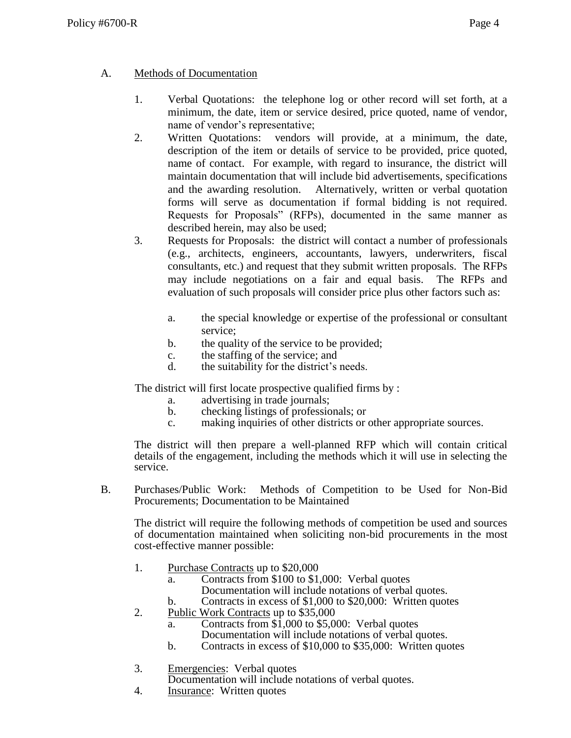A. <u>Methods of Documentation</u>

1. Verbal Quotations: the telephone log or other record will set forth, at a minimum, the date, item or service desired, price quoted, name of vendor, name of vendor's representative;
2. Written Quotations: vendors will provide, at a minimum, the date, description of the item or details of service to be provided, price quoted, name of contact. For example, with regard to insurance, the district will maintain documentation that will include bid advertisements, specifications and the awarding resolution. Alternatively, written or verbal quotation forms will serve as documentation if formal bidding is not required. Requests for Proposals" (RFPs), documented in the same manner as described herein, may also be used;
3. Requests for Proposals: the district will contact a number of professionals (e.g., architects, engineers, accountants, lawyers, underwriters, fiscal consultants, etc.) and request that they submit written proposals. The RFPs may include negotiations on a fair and equal basis. The RFPs and evaluation of such proposals will consider price plus other factors such as:

   a. the special knowledge or expertise of the professional or consultant service;
   b. the quality of the service to be provided;
   c. the staffing of the service; and
   d. the suitability for the district's needs.

The district will first locate prospective qualified firms by :

   a. advertising in trade journals;
   b. checking listings of professionals; or
   c. making inquiries of other districts or other appropriate sources.

The district will then prepare a well-planned RFP which will contain critical details of the engagement, including the methods which it will use in selecting the service.

B. Purchases/Public Work: Methods of Competition to be Used for Non-Bid Procurements; Documentation to be Maintained

The district will require the following methods of competition be used and sources of documentation maintained when soliciting non-bid procurements in the most cost-effective manner possible:

1. <u>Purchase Contracts</u> up to $20,000
   a. Contracts from $100 to $1,000: Verbal quotes
      Documentation will include notations of verbal quotes.
   b. Contracts in excess of $1,000 to $20,000: Written quotes
2. <u>Public Work Contracts</u> up to $35,000
   a. Contracts from $1,000 to $5,000: Verbal quotes
      Documentation will include notations of verbal quotes.
   b. Contracts in excess of $10,000 to $35,000: Written quotes
3. <u>Emergencies</u>: Verbal quotes
   Documentation will include notations of verbal quotes.
4. <u>Insurance</u>: Written quotes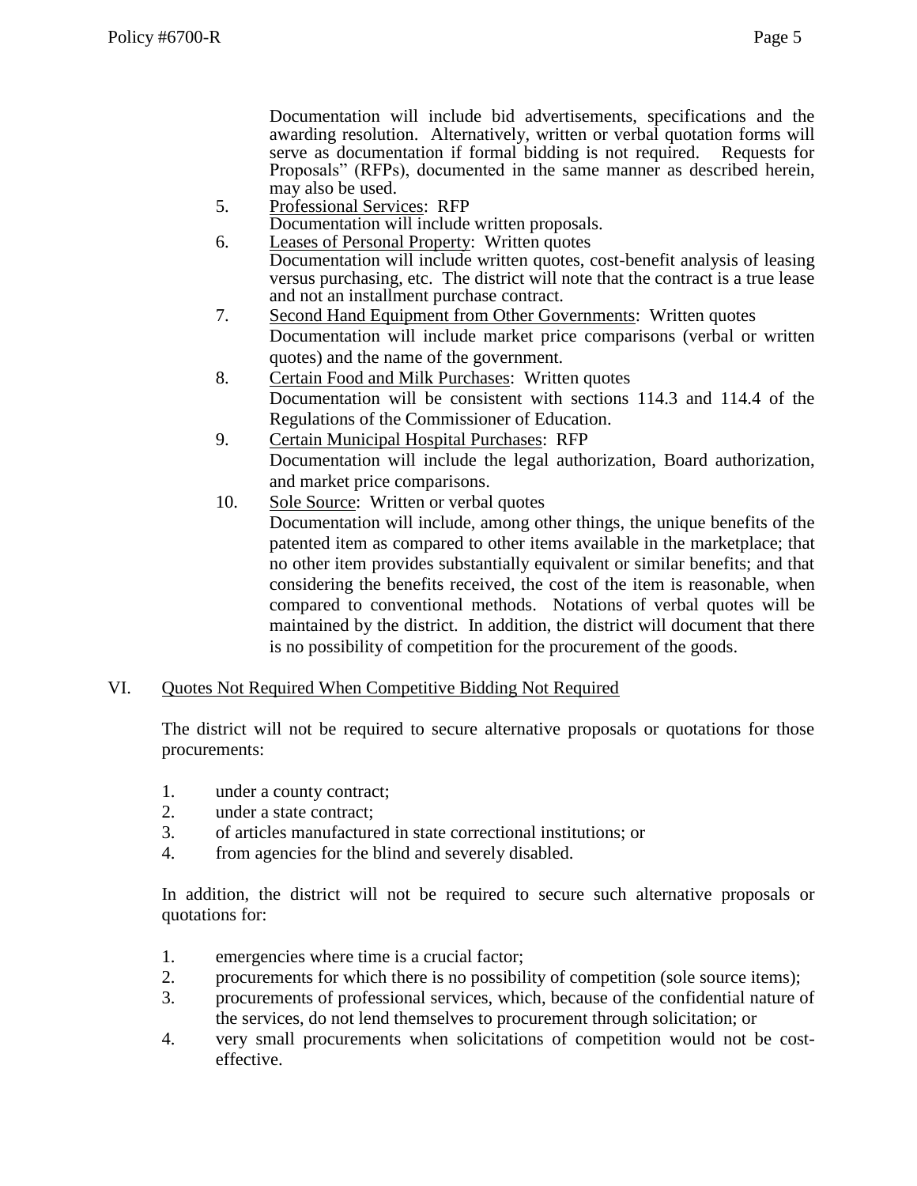Documentation will include bid advertisements, specifications and the awarding resolution. Alternatively, written or verbal quotation forms will serve as documentation if formal bidding is not required. Requests for Proposals" (RFPs), documented in the same manner as described herein, may also be used.

5. Professional Services: RFP
   Documentation will include written proposals.
6. Leases of Personal Property: Written quotes
   Documentation will include written quotes, cost-benefit analysis of leasing versus purchasing, etc. The district will note that the contract is a true lease and not an installment purchase contract.
7. Second Hand Equipment from Other Governments: Written quotes
   Documentation will include market price comparisons (verbal or written quotes) and the name of the government.
8. Certain Food and Milk Purchases: Written quotes
   Documentation will be consistent with sections 114.3 and 114.4 of the Regulations of the Commissioner of Education.
9. Certain Municipal Hospital Purchases: RFP
   Documentation will include the legal authorization, Board authorization, and market price comparisons.
10. Sole Source: Written or verbal quotes
    Documentation will include, among other things, the unique benefits of the patented item as compared to other items available in the marketplace; that no other item provides substantially equivalent or similar benefits; and that considering the benefits received, the cost of the item is reasonable, when compared to conventional methods. Notations of verbal quotes will be maintained by the district. In addition, the district will document that there is no possibility of competition for the procurement of the goods.

## VI. Quotes Not Required When Competitive Bidding Not Required

The district will not be required to secure alternative proposals or quotations for those procurements:

1. under a county contract;
2. under a state contract;
3. of articles manufactured in state correctional institutions; or
4. from agencies for the blind and severely disabled.

In addition, the district will not be required to secure such alternative proposals or quotations for:

1. emergencies where time is a crucial factor;
2. procurements for which there is no possibility of competition (sole source items);
3. procurements of professional services, which, because of the confidential nature of the services, do not lend themselves to procurement through solicitation; or
4. very small procurements when solicitations of competition would not be cost-effective.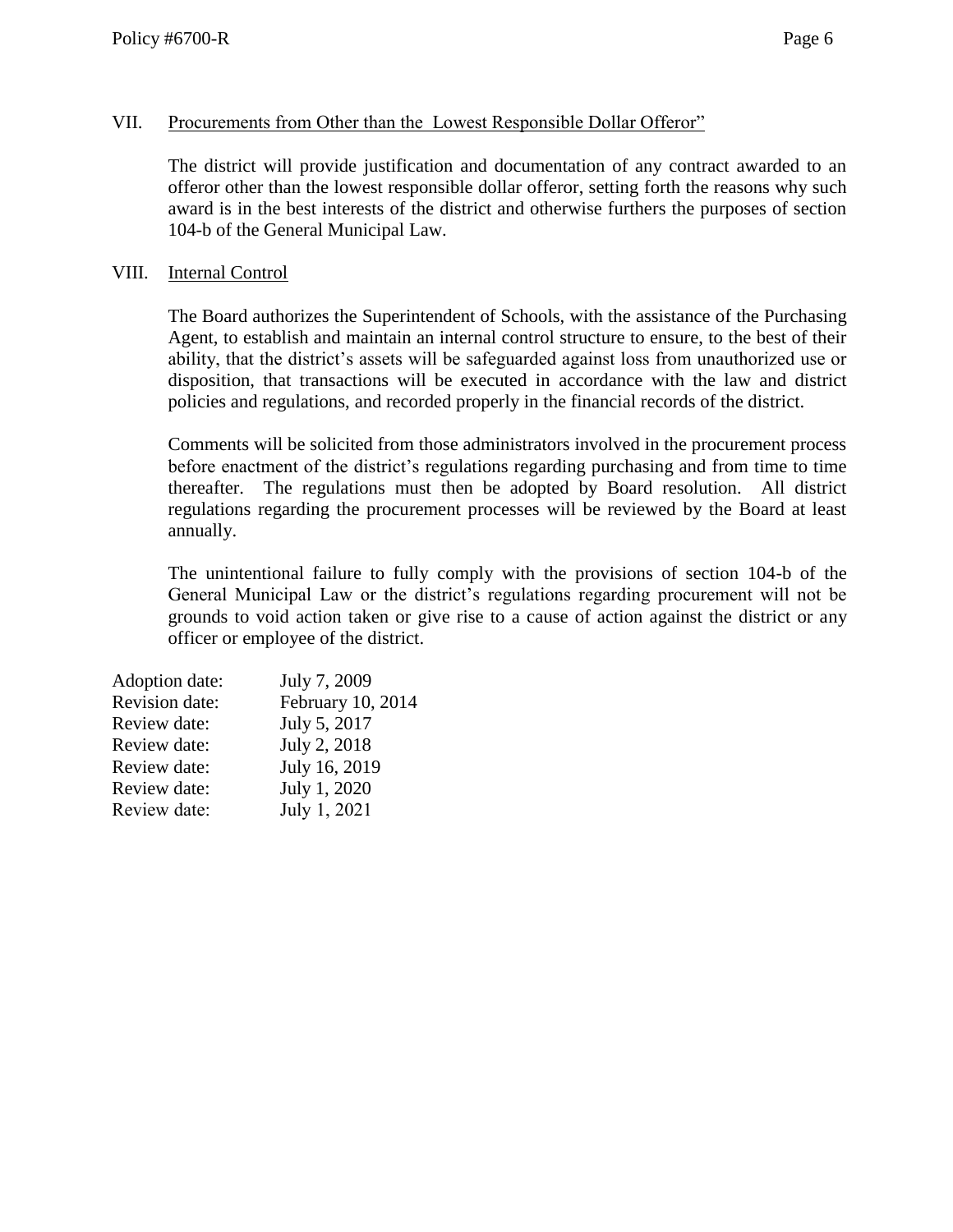## VII. Procurements from Other than the  Lowest Responsible Dollar Offeror"

The district will provide justification and documentation of any contract awarded to an offeror other than the lowest responsible dollar offeror, setting forth the reasons why such award is in the best interests of the district and otherwise furthers the purposes of section 104-b of the General Municipal Law.

## VIII. Internal Control

The Board authorizes the Superintendent of Schools, with the assistance of the Purchasing Agent, to establish and maintain an internal control structure to ensure, to the best of their ability, that the district's assets will be safeguarded against loss from unauthorized use or disposition, that transactions will be executed in accordance with the law and district policies and regulations, and recorded properly in the financial records of the district.

Comments will be solicited from those administrators involved in the procurement process before enactment of the district's regulations regarding purchasing and from time to time thereafter. The regulations must then be adopted by Board resolution. All district regulations regarding the procurement processes will be reviewed by the Board at least annually.

The unintentional failure to fully comply with the provisions of section 104-b of the General Municipal Law or the district's regulations regarding procurement will not be grounds to void action taken or give rise to a cause of action against the district or any officer or employee of the district.

| | |
|---|---|
| Adoption date: | July 7, 2009 |
| Revision date: | February 10, 2014 |
| Review date: | July 5, 2017 |
| Review date: | July 2, 2018 |
| Review date: | July 16, 2019 |
| Review date: | July 1, 2020 |
| Review date: | July 1, 2021 |